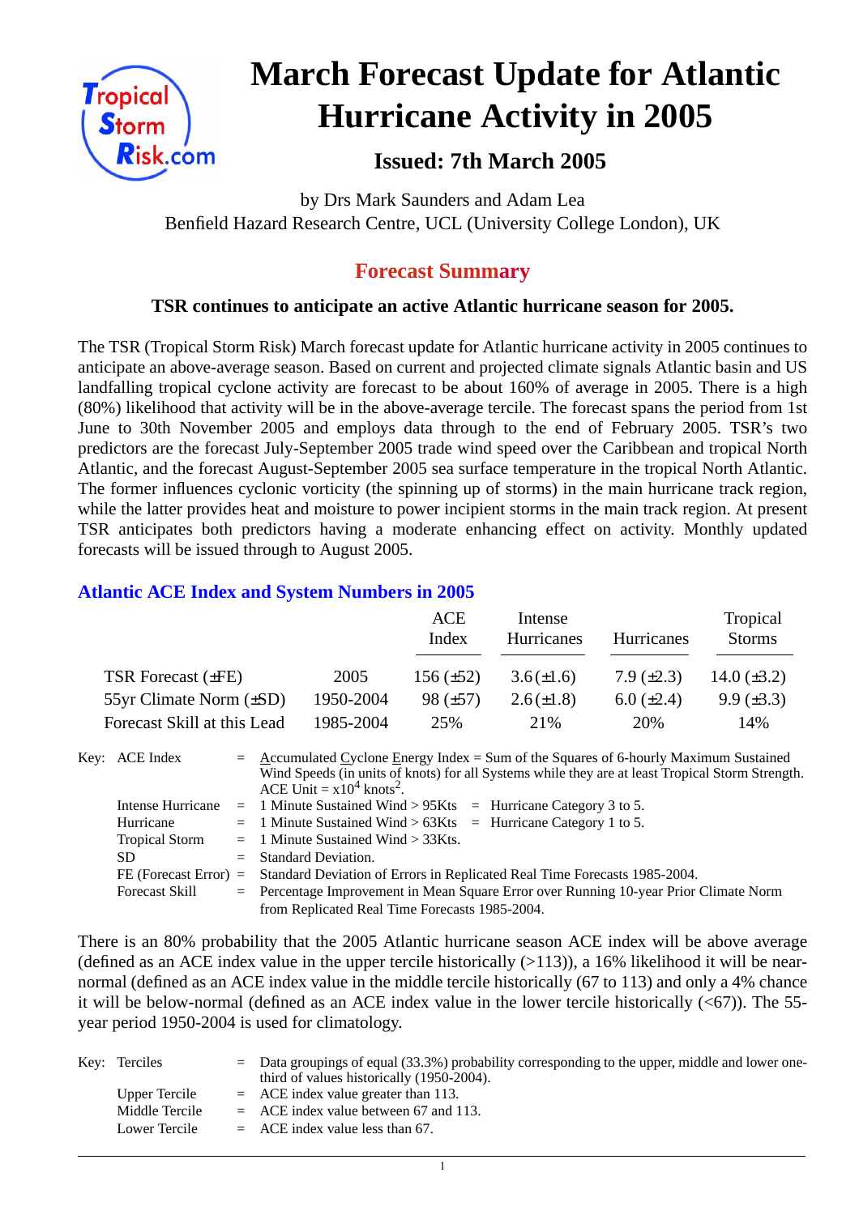# March Forecast Update for Atlantic Hurricane Activity in 2005

## Issued: 7th March 2005

by Drs Mark Saunders and Adam Lea
Benfield Hazard Research Centre, UCL (University College London), UK

## Forecast Summary

**TSR continues to anticipate an active Atlantic hurricane season for 2005.**

The TSR (Tropical Storm Risk) March forecast update for Atlantic hurricane activity in 2005 continues to anticipate an above-average season. Based on current and projected climate signals Atlantic basin and US landfalling tropical cyclone activity are forecast to be about 160% of average in 2005. There is a high (80%) likelihood that activity will be in the above-average tercile. The forecast spans the period from 1st June to 30th November 2005 and employs data through to the end of February 2005. TSR's two predictors are the forecast July-September 2005 trade wind speed over the Caribbean and tropical North Atlantic, and the forecast August-September 2005 sea surface temperature in the tropical North Atlantic. The former influences cyclonic vorticity (the spinning up of storms) in the main hurricane track region, while the latter provides heat and moisture to power incipient storms in the main track region. At present TSR anticipates both predictors having a moderate enhancing effect on activity. Monthly updated forecasts will be issued through to August 2005.

### Atlantic ACE Index and System Numbers in 2005

| | | ACE Index | Intense Hurricanes | Hurricanes | Tropical Storms |
|---|---|---|---|---|---|
| TSR Forecast (±FE) | 2005 | 156 (±52) | 3.6 (±1.6) | 7.9 (±2.3) | 14.0 (±3.2) |
| 55yr Climate Norm (±SD) | 1950-2004 | 98 (±57) | 2.6 (±1.8) | 6.0 (±2.4) | 9.9 (±3.3) |
| Forecast Skill at this Lead | 1985-2004 | 25% | 21% | 20% | 14% |

Key:
- ACE Index = Accumulated Cyclone Energy Index = Sum of the Squares of 6-hourly Maximum Sustained Wind Speeds (in units of knots) for all Systems while they are at least Tropical Storm Strength. ACE Unit = $\times 10^4$ knots$^2$.
- Intense Hurricane = 1 Minute Sustained Wind > 95Kts = Hurricane Category 3 to 5.
- Hurricane = 1 Minute Sustained Wind > 63Kts = Hurricane Category 1 to 5.
- Tropical Storm = 1 Minute Sustained Wind > 33Kts.
- SD = Standard Deviation.
- FE (Forecast Error) = Standard Deviation of Errors in Replicated Real Time Forecasts 1985-2004.
- Forecast Skill = Percentage Improvement in Mean Square Error over Running 10-year Prior Climate Norm from Replicated Real Time Forecasts 1985-2004.

There is an 80% probability that the 2005 Atlantic hurricane season ACE index will be above average (defined as an ACE index value in the upper tercile historically (>113)), a 16% likelihood it will be near-normal (defined as an ACE index value in the middle tercile historically (67 to 113) and only a 4% chance it will be below-normal (defined as an ACE index value in the lower tercile historically (<67)). The 55-year period 1950-2004 is used for climatology.

Key:
- Terciles = Data groupings of equal (33.3%) probability corresponding to the upper, middle and lower one-third of values historically (1950-2004).
- Upper Tercile = ACE index value greater than 113.
- Middle Tercile = ACE index value between 67 and 113.
- Lower Tercile = ACE index value less than 67.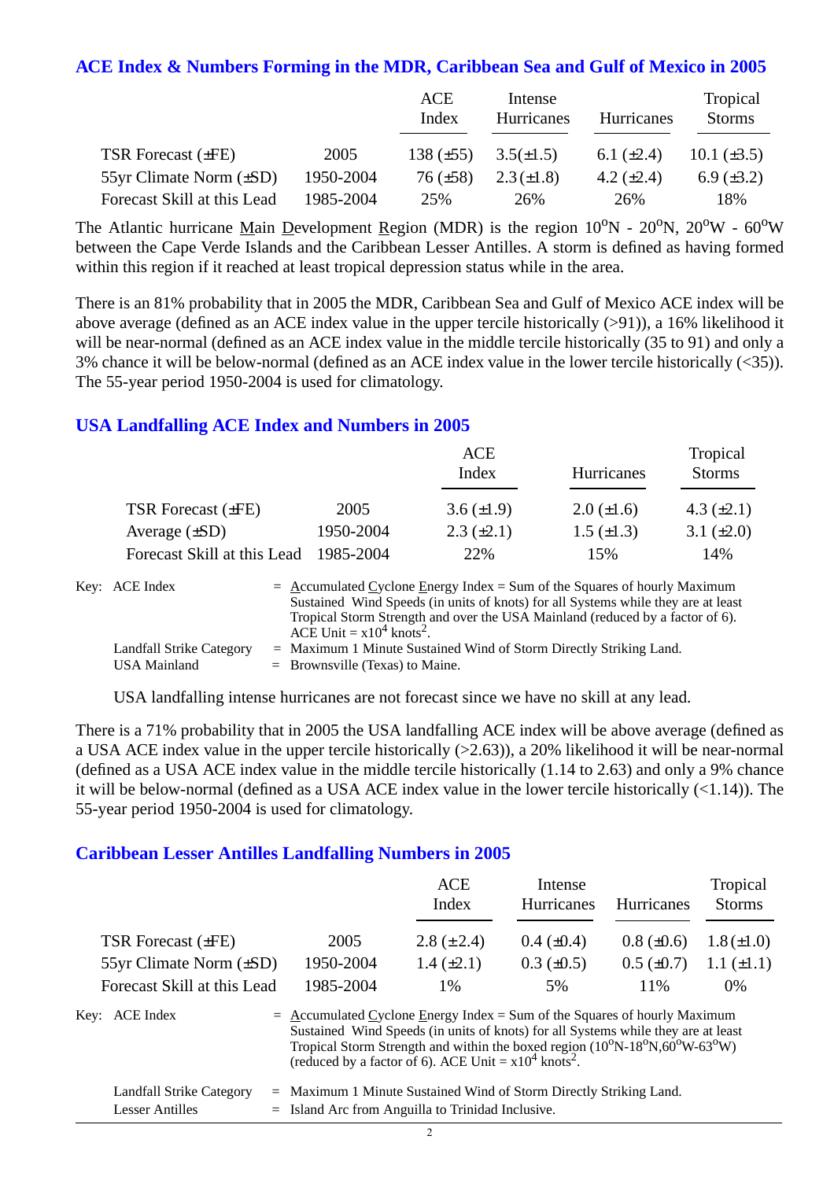## ACE Index & Numbers Forming in the MDR, Caribbean Sea and Gulf of Mexico in 2005

| | | ACE Index | Intense Hurricanes | Hurricanes | Tropical Storms |
|---|---|---|---|---|---|
| TSR Forecast (±FE) | 2005 | 138 (±55) | 3.5(±1.5) | 6.1 (±2.4) | 10.1 (±3.5) |
| 55yr Climate Norm (±SD) | 1950-2004 | 76 (±58) | 2.3 (±1.8) | 4.2 (±2.4) | 6.9 (±3.2) |
| Forecast Skill at this Lead | 1985-2004 | 25% | 26% | 26% | 18% |

The Atlantic hurricane Main Development Region (MDR) is the region $10^oN$ - $20^oN$, $20^oW$ - $60^oW$ between the Cape Verde Islands and the Caribbean Lesser Antilles. A storm is defined as having formed within this region if it reached at least tropical depression status while in the area.

There is an 81% probability that in 2005 the MDR, Caribbean Sea and Gulf of Mexico ACE index will be above average (defined as an ACE index value in the upper tercile historically (>91)), a 16% likelihood it will be near-normal (defined as an ACE index value in the middle tercile historically (35 to 91) and only a 3% chance it will be below-normal (defined as an ACE index value in the lower tercile historically (<35)). The 55-year period 1950-2004 is used for climatology.

## USA Landfalling ACE Index and Numbers in 2005

| | | ACE Index | Hurricanes | Tropical Storms |
|---|---|---|---|---|
| TSR Forecast (±FE) | 2005 | 3.6 (±1.9) | 2.0 (±1.6) | 4.3 (±2.1) |
| Average (±SD) | 1950-2004 | 2.3 (±2.1) | 1.5 (±1.3) | 3.1 (±2.0) |
| Forecast Skill at this Lead | 1985-2004 | 22% | 15% | 14% |

Key: ACE Index = Accumulated Cyclone Energy Index = Sum of the Squares of hourly Maximum Sustained Wind Speeds (in units of knots) for all Systems while they are at least Tropical Storm Strength and over the USA Mainland (reduced by a factor of 6). ACE Unit = $x10^4$ $knots^2$.

Landfall Strike Category = Maximum 1 Minute Sustained Wind of Storm Directly Striking Land.

USA Mainland = Brownsville (Texas) to Maine.

USA landfalling intense hurricanes are not forecast since we have no skill at any lead.

There is a 71% probability that in 2005 the USA landfalling ACE index will be above average (defined as a USA ACE index value in the upper tercile historically (>2.63)), a 20% likelihood it will be near-normal (defined as a USA ACE index value in the middle tercile historically (1.14 to 2.63) and only a 9% chance it will be below-normal (defined as a USA ACE index value in the lower tercile historically (<1.14)). The 55-year period 1950-2004 is used for climatology.

## Caribbean Lesser Antilles Landfalling Numbers in 2005

| | | ACE Index | Intense Hurricanes | Hurricanes | Tropical Storms |
|---|---|---|---|---|---|
| TSR Forecast (±FE) | 2005 | 2.8 (±2.4) | 0.4 (±0.4) | 0.8 (±0.6) | 1.8 (±1.0) |
| 55yr Climate Norm (±SD) | 1950-2004 | 1.4 (±2.1) | 0.3 (±0.5) | 0.5 (±0.7) | 1.1 (±1.1) |
| Forecast Skill at this Lead | 1985-2004 | 1% | 5% | 11% | 0% |

Key: ACE Index = Accumulated Cyclone Energy Index = Sum of the Squares of hourly Maximum Sustained Wind Speeds (in units of knots) for all Systems while they are at least Tropical Storm Strength and within the boxed region ($10^oN$-$18^oN$,$60^oW$-$63^oW$) (reduced by a factor of 6). ACE Unit = $x10^4$ $knots^2$.

Landfall Strike Category = Maximum 1 Minute Sustained Wind of Storm Directly Striking Land.

Lesser Antilles = Island Arc from Anguilla to Trinidad Inclusive.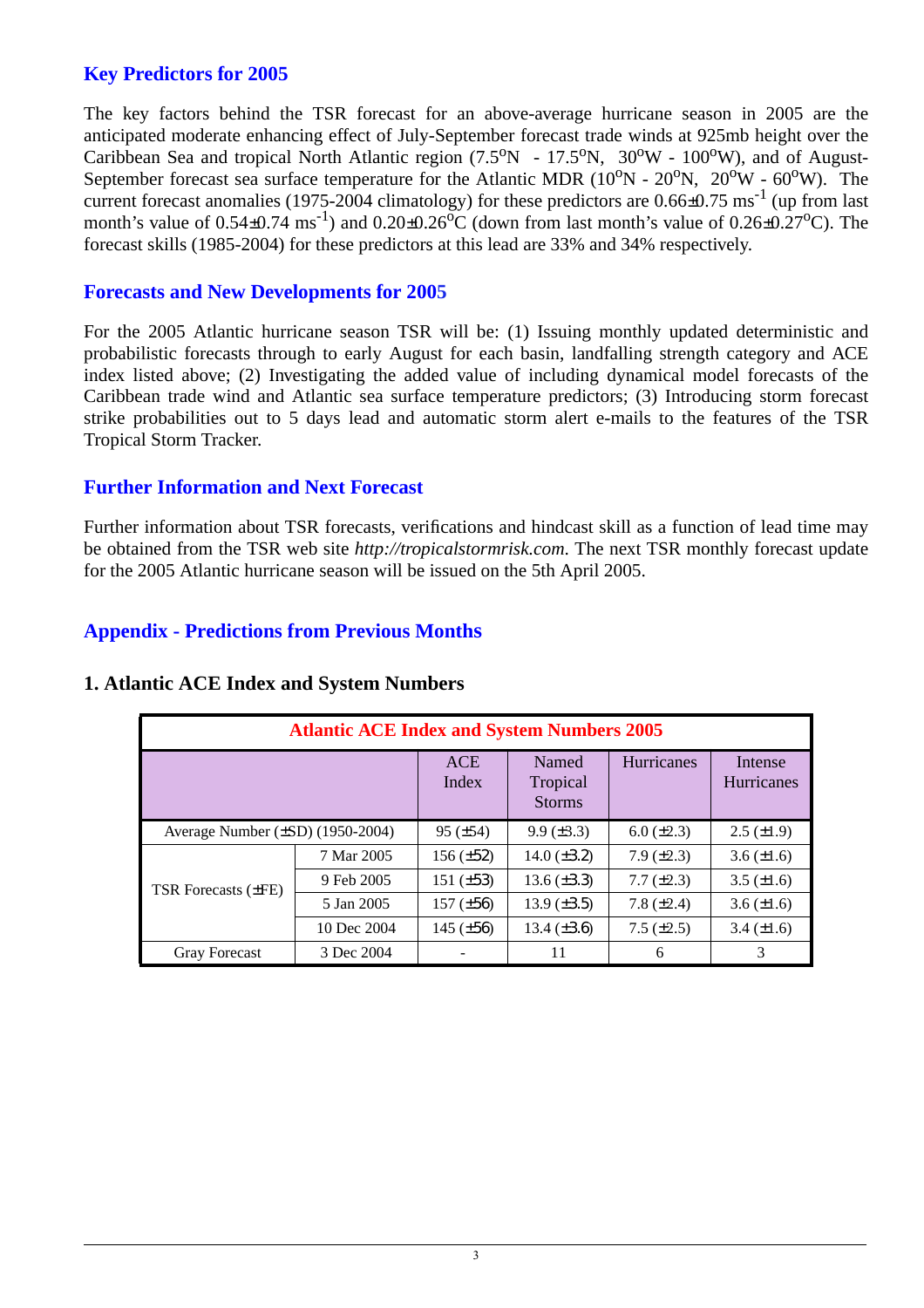## Key Predictors for 2005

The key factors behind the TSR forecast for an above-average hurricane season in 2005 are the anticipated moderate enhancing effect of July-September forecast trade winds at 925mb height over the Caribbean Sea and tropical North Atlantic region (7.5$^o$N - 17.5$^o$N, 30$^o$W - 100$^o$W), and of August-September forecast sea surface temperature for the Atlantic MDR (10$^o$N - 20$^o$N, 20$^o$W - 60$^o$W). The current forecast anomalies (1975-2004 climatology) for these predictors are 0.66±0.75 ms$^{-1}$ (up from last month's value of 0.54±0.74 ms$^{-1}$) and 0.20±0.26$^o$C (down from last month's value of 0.26±0.27$^o$C). The forecast skills (1985-2004) for these predictors at this lead are 33% and 34% respectively.

## Forecasts and New Developments for 2005

For the 2005 Atlantic hurricane season TSR will be: (1) Issuing monthly updated deterministic and probabilistic forecasts through to early August for each basin, landfalling strength category and ACE index listed above; (2) Investigating the added value of including dynamical model forecasts of the Caribbean trade wind and Atlantic sea surface temperature predictors; (3) Introducing storm forecast strike probabilities out to 5 days lead and automatic storm alert e-mails to the features of the TSR Tropical Storm Tracker.

## Further Information and Next Forecast

Further information about TSR forecasts, verifications and hindcast skill as a function of lead time may be obtained from the TSR web site *http://tropicalstormrisk.com*. The next TSR monthly forecast update for the 2005 Atlantic hurricane season will be issued on the 5th April 2005.

## Appendix - Predictions from Previous Months

### 1. Atlantic ACE Index and System Numbers

| Atlantic ACE Index and System Numbers 2005 | | | | | |
|---|---|---|---|---|---|
| | | ACE Index | Named Tropical Storms | Hurricanes | Intense Hurricanes |
| Average Number (±SD) (1950-2004) | | 95 (±54) | 9.9 (±3.3) | 6.0 (±2.3) | 2.5 (±1.9) |
| TSR Forecasts (±FE) | 7 Mar 2005 | 156 (±52) | 14.0 (±3.2) | 7.9 (±2.3) | 3.6 (±1.6) |
| | 9 Feb 2005 | 151 (±53) | 13.6 (±3.3) | 7.7 (±2.3) | 3.5 (±1.6) |
| | 5 Jan 2005 | 157 (±56) | 13.9 (±3.5) | 7.8 (±2.4) | 3.6 (±1.6) |
| | 10 Dec 2004 | 145 (±56) | 13.4 (±3.6) | 7.5 (±2.5) | 3.4 (±1.6) |
| Gray Forecast | 3 Dec 2004 | - | 11 | 6 | 3 |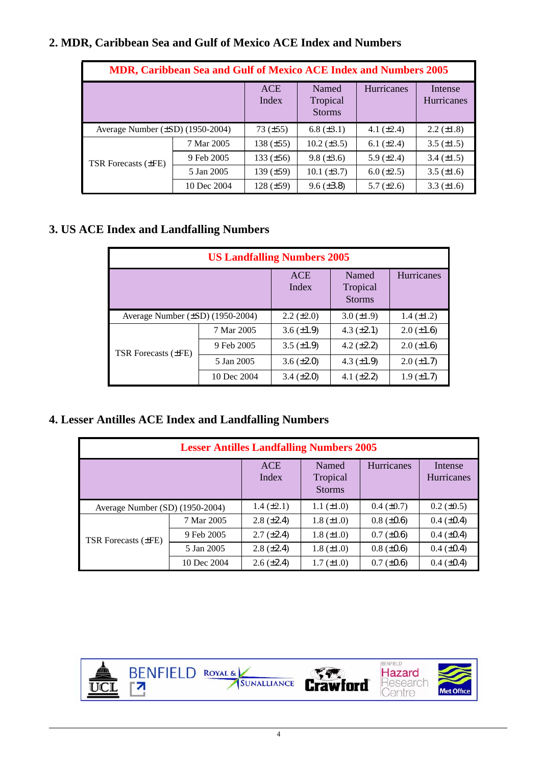## 2. MDR, Caribbean Sea and Gulf of Mexico ACE Index and Numbers

| MDR, Caribbean Sea and Gulf of Mexico ACE Index and Numbers 2005 | | | | | |
|---|---|---|---|---|---|
| | | ACE Index | Named Tropical Storms | Hurricanes | Intense Hurricanes |
| Average Number (±SD) (1950-2004) | | 73 (±55) | 6.8 (±3.1) | 4.1 (±2.4) | 2.2 (±1.8) |
| TSR Forecasts (±FE) | 7 Mar 2005 | 138 (±55) | 10.2 (±3.5) | 6.1 (±2.4) | 3.5 (±1.5) |
| | 9 Feb 2005 | 133 (±56) | 9.8 (±3.6) | 5.9 (±2.4) | 3.4 (±1.5) |
| | 5 Jan 2005 | 139 (±59) | 10.1 (±3.7) | 6.0 (±2.5) | 3.5 (±1.6) |
| | 10 Dec 2004 | 128 (±59) | 9.6 (±3.8) | 5.7 (±2.6) | 3.3 (±1.6) |

## 3. US ACE Index and Landfalling Numbers

| US Landfalling Numbers 2005 | | | | |
|---|---|---|---|---|
| | | ACE Index | Named Tropical Storms | Hurricanes |
| Average Number (±SD) (1950-2004) | | 2.2 (±2.0) | 3.0 (±1.9) | 1.4 (±1.2) |
| TSR Forecasts (±FE) | 7 Mar 2005 | 3.6 (±1.9) | 4.3 (±2.1) | 2.0 (±1.6) |
| | 9 Feb 2005 | 3.5 (±1.9) | 4.2 (±2.2) | 2.0 (±1.6) |
| | 5 Jan 2005 | 3.6 (±2.0) | 4.3 (±1.9) | 2.0 (±1.7) |
| | 10 Dec 2004 | 3.4 (±2.0) | 4.1 (±2.2) | 1.9 (±1.7) |

## 4. Lesser Antilles ACE Index and Landfalling Numbers

| Lesser Antilles Landfalling Numbers 2005 | | | | | |
|---|---|---|---|---|---|
| | | ACE Index | Named Tropical Storms | Hurricanes | Intense Hurricanes |
| Average Number (SD) (1950-2004) | | 1.4 (±2.1) | 1.1 (±1.0) | 0.4 (±0.7) | 0.2 (±0.5) |
| TSR Forecasts (±FE) | 7 Mar 2005 | 2.8 (±2.4) | 1.8 (±1.0) | 0.8 (±0.6) | 0.4 (±0.4) |
| | 9 Feb 2005 | 2.7 (±2.4) | 1.8 (±1.0) | 0.7 (±0.6) | 0.4 (±0.4) |
| | 5 Jan 2005 | 2.8 (±2.4) | 1.8 (±1.0) | 0.8 (±0.6) | 0.4 (±0.4) |
| | 10 Dec 2004 | 2.6 (±2.4) | 1.7 (±1.0) | 0.7 (±0.6) | 0.4 (±0.4) |

UCL BENFIELD ROYAL & SUNALLIANCE Crawford BENFIELD Hazard Research Centre Met Office